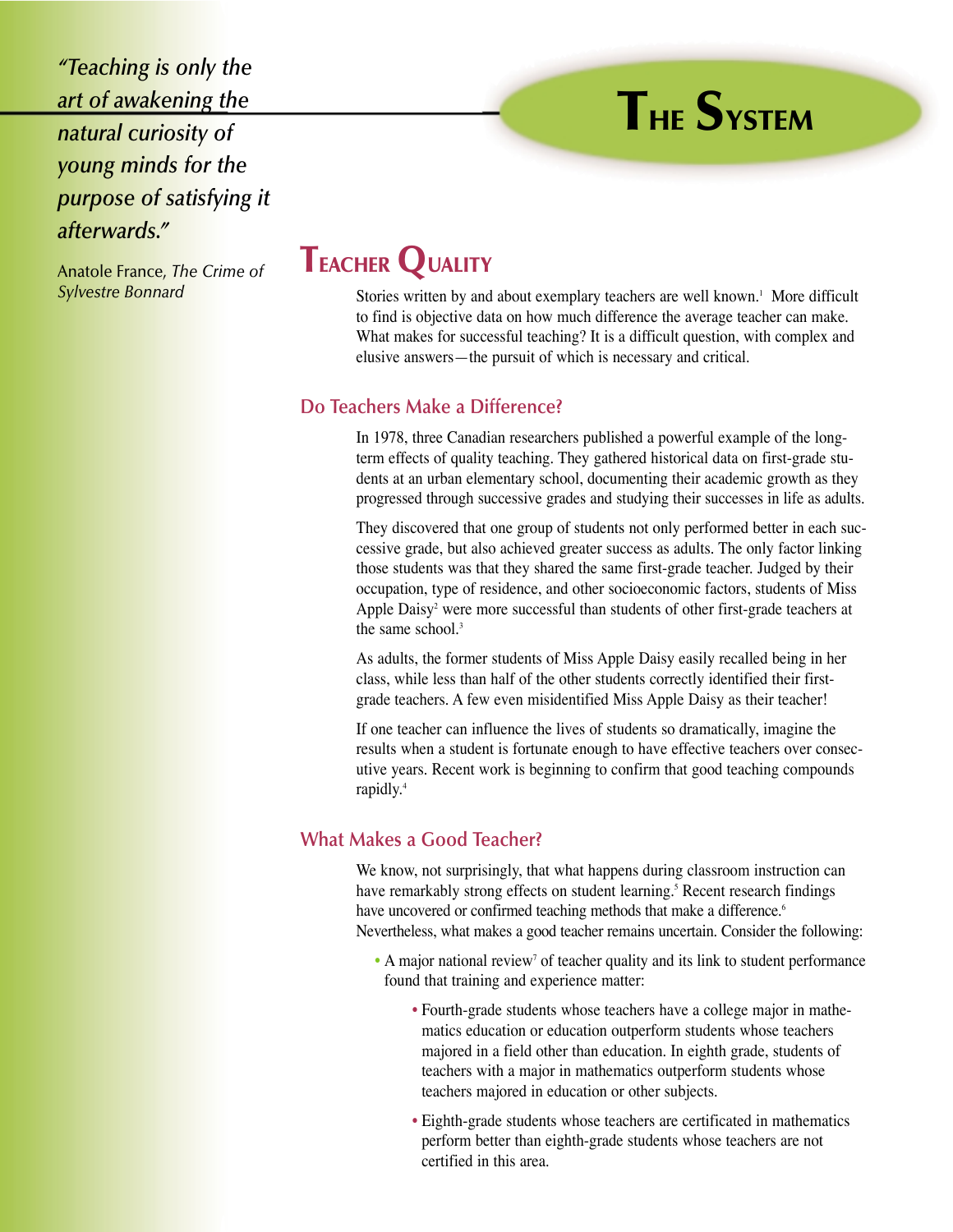> *"Teaching is only the art of awakening the natural curiosity of young minds for the purpose of satisfying it afterwards."*
>
> Anatole France, *The Crime of Sylvestre Bonnard*

# The System

## Teacher Quality

Stories written by and about exemplary teachers are well known.[1] More difficult to find is objective data on how much difference the average teacher can make. What makes for successful teaching? It is a difficult question, with complex and elusive answers—the pursuit of which is necessary and critical.

### Do Teachers Make a Difference?

In 1978, three Canadian researchers published a powerful example of the long-term effects of quality teaching. They gathered historical data on first-grade students at an urban elementary school, documenting their academic growth as they progressed through successive grades and studying their successes in life as adults.

They discovered that one group of students not only performed better in each successive grade, but also achieved greater success as adults. The only factor linking those students was that they shared the same first-grade teacher. Judged by their occupation, type of residence, and other socioeconomic factors, students of Miss Apple Daisy[2] were more successful than students of other first-grade teachers at the same school.[3]

As adults, the former students of Miss Apple Daisy easily recalled being in her class, while less than half of the other students correctly identified their first-grade teachers. A few even misidentified Miss Apple Daisy as their teacher!

If one teacher can influence the lives of students so dramatically, imagine the results when a student is fortunate enough to have effective teachers over consecutive years. Recent work is beginning to confirm that good teaching compounds rapidly.[4]

### What Makes a Good Teacher?

We know, not surprisingly, that what happens during classroom instruction can have remarkably strong effects on student learning.[5] Recent research findings have uncovered or confirmed teaching methods that make a difference.[6] Nevertheless, what makes a good teacher remains uncertain. Consider the following:

- A major national review[7] of teacher quality and its link to student performance found that training and experience matter:
  - Fourth-grade students whose teachers have a college major in mathematics education or education outperform students whose teachers majored in a field other than education. In eighth grade, students of teachers with a major in mathematics outperform students whose teachers majored in education or other subjects.
  - Eighth-grade students whose teachers are certificated in mathematics perform better than eighth-grade students whose teachers are not certified in this area.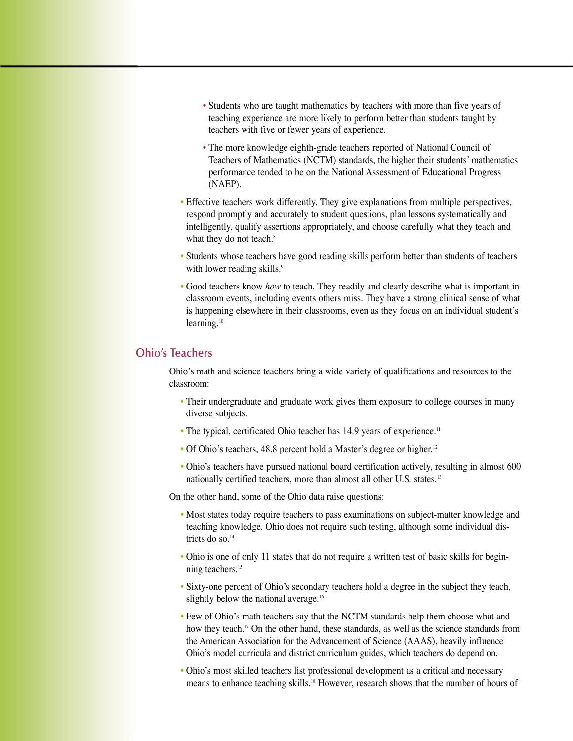- Students who are taught mathematics by teachers with more than five years of teaching experience are more likely to perform better than students taught by teachers with five or fewer years of experience.
- The more knowledge eighth-grade teachers reported of National Council of Teachers of Mathematics (NCTM) standards, the higher their students' mathematics performance tended to be on the National Assessment of Educational Progress (NAEP).

- Effective teachers work differently. They give explanations from multiple perspectives, respond promptly and accurately to student questions, plan lessons systematically and intelligently, qualify assertions appropriately, and choose carefully what they teach and what they do not teach.[8]
- Students whose teachers have good reading skills perform better than students of teachers with lower reading skills.[9]
- Good teachers know *how* to teach. They readily and clearly describe what is important in classroom events, including events others miss. They have a strong clinical sense of what is happening elsewhere in their classrooms, even as they focus on an individual student's learning.[10]

## Ohio's Teachers

Ohio's math and science teachers bring a wide variety of qualifications and resources to the classroom:

- Their undergraduate and graduate work gives them exposure to college courses in many diverse subjects.
- The typical, certificated Ohio teacher has 14.9 years of experience.[11]
- Of Ohio's teachers, 48.8 percent hold a Master's degree or higher.[12]
- Ohio's teachers have pursued national board certification actively, resulting in almost 600 nationally certified teachers, more than almost all other U.S. states.[13]

On the other hand, some of the Ohio data raise questions:

- Most states today require teachers to pass examinations on subject-matter knowledge and teaching knowledge. Ohio does not require such testing, although some individual districts do so.[14]
- Ohio is one of only 11 states that do not require a written test of basic skills for beginning teachers.[15]
- Sixty-one percent of Ohio's secondary teachers hold a degree in the subject they teach, slightly below the national average.[16]
- Few of Ohio's math teachers say that the NCTM standards help them choose what and how they teach.[17] On the other hand, these standards, as well as the science standards from the American Association for the Advancement of Science (AAAS), heavily influence Ohio's model curricula and district curriculum guides, which teachers do depend on.
- Ohio's most skilled teachers list professional development as a critical and necessary means to enhance teaching skills.[18] However, research shows that the number of hours of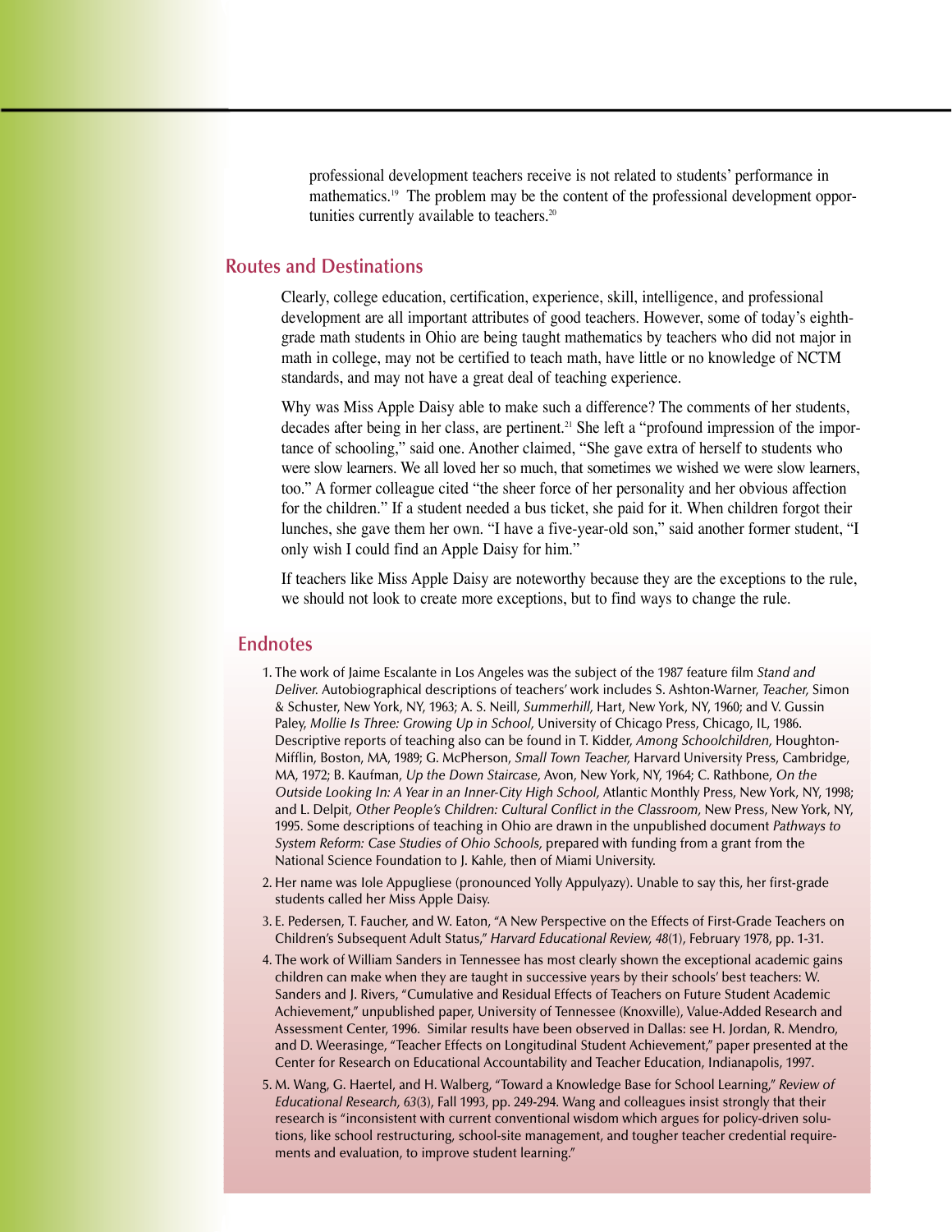professional development teachers receive is not related to students' performance in mathematics.[19] The problem may be the content of the professional development opportunities currently available to teachers.[20]

## Routes and Destinations

Clearly, college education, certification, experience, skill, intelligence, and professional development are all important attributes of good teachers. However, some of today's eighth-grade math students in Ohio are being taught mathematics by teachers who did not major in math in college, may not be certified to teach math, have little or no knowledge of NCTM standards, and may not have a great deal of teaching experience.

Why was Miss Apple Daisy able to make such a difference? The comments of her students, decades after being in her class, are pertinent.[21] She left a "profound impression of the importance of schooling," said one. Another claimed, "She gave extra of herself to students who were slow learners. We all loved her so much, that sometimes we wished we were slow learners, too." A former colleague cited "the sheer force of her personality and her obvious affection for the children." If a student needed a bus ticket, she paid for it. When children forgot their lunches, she gave them her own. "I have a five-year-old son," said another former student, "I only wish I could find an Apple Daisy for him."

If teachers like Miss Apple Daisy are noteworthy because they are the exceptions to the rule, we should not look to create more exceptions, but to find ways to change the rule.

## Endnotes

1. The work of Jaime Escalante in Los Angeles was the subject of the 1987 feature film *Stand and Deliver.* Autobiographical descriptions of teachers' work includes S. Ashton-Warner, *Teacher,* Simon & Schuster, New York, NY, 1963; A. S. Neill, *Summerhill,* Hart, New York, NY, 1960; and V. Gussin Paley, *Mollie Is Three: Growing Up in School,* University of Chicago Press, Chicago, IL, 1986. Descriptive reports of teaching also can be found in T. Kidder, *Among Schoolchildren,* Houghton-Mifflin, Boston, MA, 1989; G. McPherson, *Small Town Teacher,* Harvard University Press, Cambridge, MA, 1972; B. Kaufman, *Up the Down Staircase,* Avon, New York, NY, 1964; C. Rathbone, *On the Outside Looking In: A Year in an Inner-City High School,* Atlantic Monthly Press, New York, NY, 1998; and L. Delpit, *Other People's Children: Cultural Conflict in the Classroom,* New Press, New York, NY, 1995. Some descriptions of teaching in Ohio are drawn in the unpublished document *Pathways to System Reform: Case Studies of Ohio Schools,* prepared with funding from a grant from the National Science Foundation to J. Kahle, then of Miami University.
2. Her name was Iole Appugliese (pronounced Yolly Appulyazy). Unable to say this, her first-grade students called her Miss Apple Daisy.
3. E. Pedersen, T. Faucher, and W. Eaton, "A New Perspective on the Effects of First-Grade Teachers on Children's Subsequent Adult Status," *Harvard Educational Review, 48*(1), February 1978, pp. 1-31.
4. The work of William Sanders in Tennessee has most clearly shown the exceptional academic gains children can make when they are taught in successive years by their schools' best teachers: W. Sanders and J. Rivers, "Cumulative and Residual Effects of Teachers on Future Student Academic Achievement," unpublished paper, University of Tennessee (Knoxville), Value-Added Research and Assessment Center, 1996. Similar results have been observed in Dallas: see H. Jordan, R. Mendro, and D. Weerasinge, "Teacher Effects on Longitudinal Student Achievement," paper presented at the Center for Research on Educational Accountability and Teacher Education, Indianapolis, 1997.
5. M. Wang, G. Haertel, and H. Walberg, "Toward a Knowledge Base for School Learning," *Review of Educational Research, 63*(3), Fall 1993, pp. 249-294. Wang and colleagues insist strongly that their research is "inconsistent with current conventional wisdom which argues for policy-driven solutions, like school restructuring, school-site management, and tougher teacher credential requirements and evaluation, to improve student learning."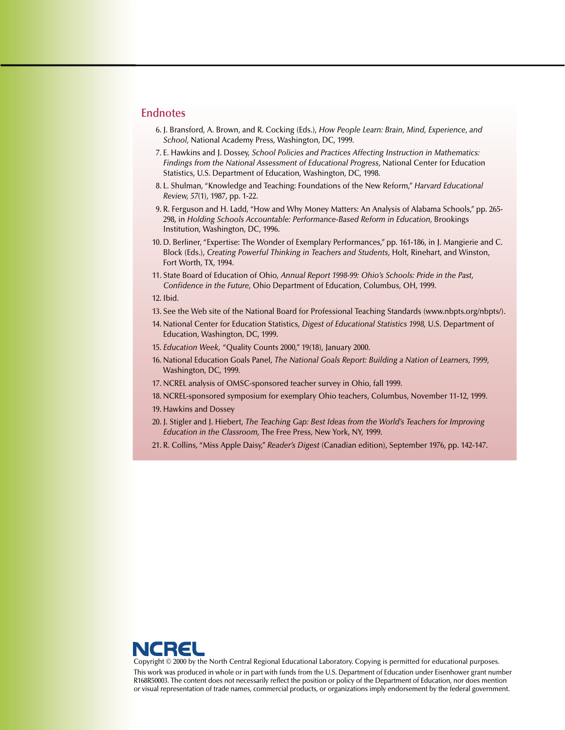## Endnotes

6. J. Bransford, A. Brown, and R. Cocking (Eds.), *How People Learn: Brain, Mind, Experience, and School,* National Academy Press, Washington, DC, 1999.
7. E. Hawkins and J. Dossey, *School Policies and Practices Affecting Instruction in Mathematics: Findings from the National Assessment of Educational Progress,* National Center for Education Statistics, U.S. Department of Education, Washington, DC, 1998.
8. L. Shulman, "Knowledge and Teaching: Foundations of the New Reform," *Harvard Educational Review, 57*(1), 1987, pp. 1-22.
9. R. Ferguson and H. Ladd, "How and Why Money Matters: An Analysis of Alabama Schools," pp. 265-298, in *Holding Schools Accountable: Performance-Based Reform in Education,* Brookings Institution, Washington, DC, 1996.
10. D. Berliner, "Expertise: The Wonder of Exemplary Performances," pp. 161-186, in J. Mangierie and C. Block (Eds.), *Creating Powerful Thinking in Teachers and Students,* Holt, Rinehart, and Winston, Fort Worth, TX, 1994.
11. State Board of Education of Ohio, *Annual Report 1998-99: Ohio's Schools: Pride in the Past, Confidence in the Future,* Ohio Department of Education, Columbus, OH, 1999.
12. Ibid.
13. See the Web site of the National Board for Professional Teaching Standards (www.nbpts.org/nbpts/).
14. National Center for Education Statistics, *Digest of Educational Statistics 1998,* U.S. Department of Education, Washington, DC, 1999.
15. *Education Week,* "Quality Counts 2000," 19(18), January 2000.
16. National Education Goals Panel, *The National Goals Report: Building a Nation of Learners, 1999,* Washington, DC, 1999.
17. NCREL analysis of OMSC-sponsored teacher survey in Ohio, fall 1999.
18. NCREL-sponsored symposium for exemplary Ohio teachers, Columbus, November 11-12, 1999.
19. Hawkins and Dossey
20. J. Stigler and J. Hiebert, *The Teaching Gap: Best Ideas from the World's Teachers for Improving Education in the Classroom,* The Free Press, New York, NY, 1999.
21. R. Collins, "Miss Apple Daisy," *Reader's Digest* (Canadian edition), September 1976, pp. 142-147.

NCREL

Copyright © 2000 by the North Central Regional Educational Laboratory. Copying is permitted for educational purposes.

This work was produced in whole or in part with funds from the U.S. Department of Education under Eisenhower grant number R168R50003. The content does not necessarily reflect the position or policy of the Department of Education, nor does mention or visual representation of trade names, commercial products, or organizations imply endorsement by the federal government.